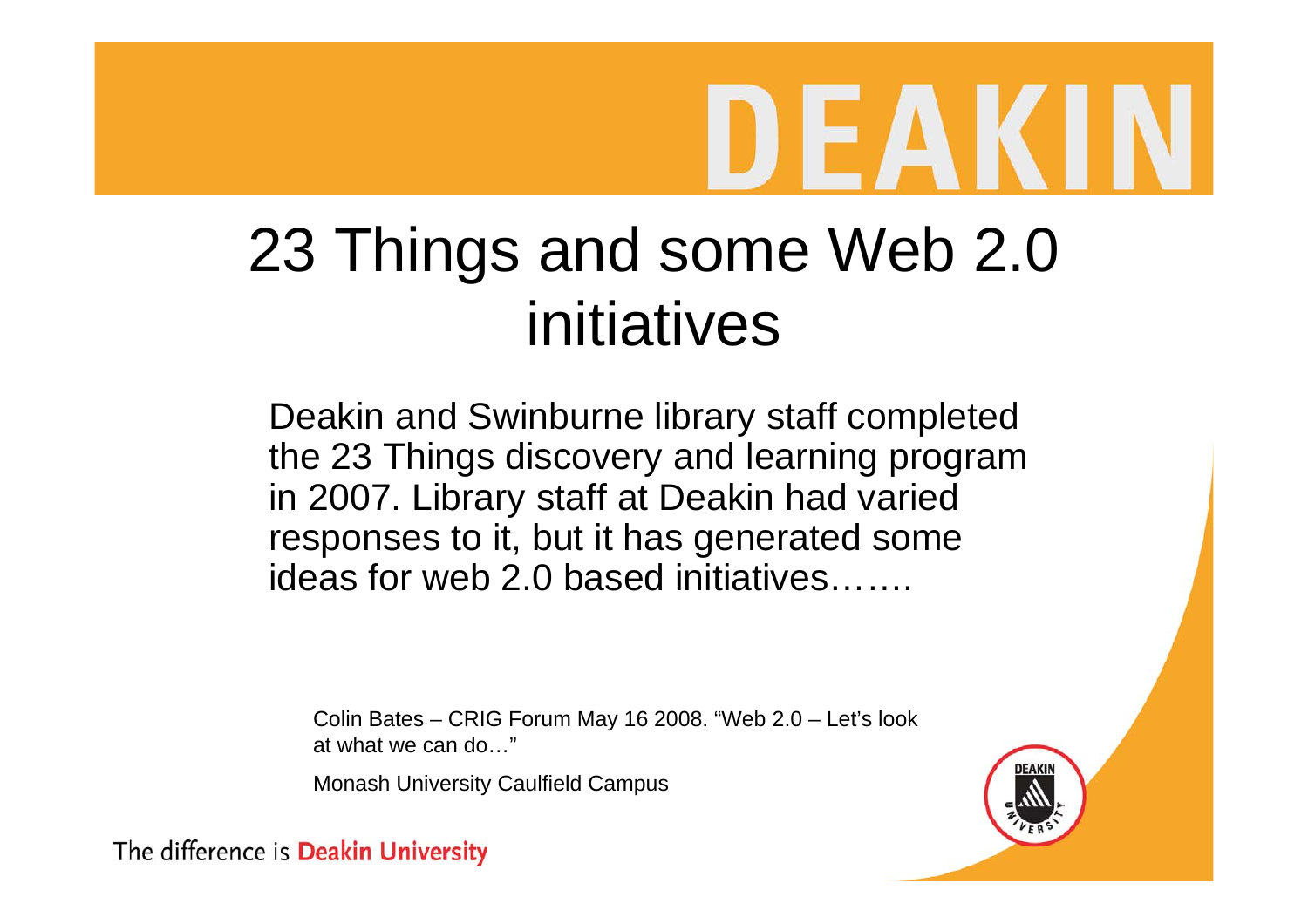DEAKIN

# 23 Things and some Web 2.0 initiatives

Deakin and Swinburne library staff completed the 23 Things discovery and learning program in 2007. Library staff at Deakin had varied responses to it, but it has generated some ideas for web 2.0 based initiatives…….

Colin Bates – CRIG Forum May 16 2008. "Web 2.0 – Let's look at what we can do…"

Monash University Caulfield Campus

The difference is **Deakin University**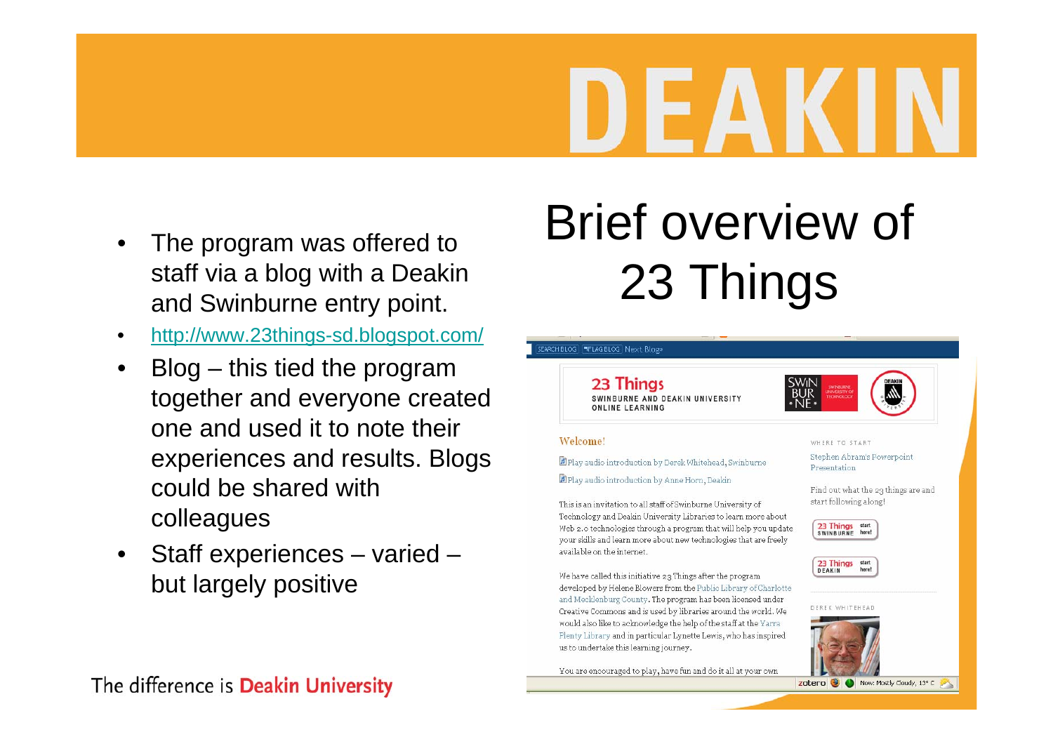# Brief overview of 23 Things

- The program was offered to staff via a blog with a Deakin and Swinburne entry point.
- http://www.23things-sd.blogspot.com/
- Blog – this tied the program together and everyone created one and used it to note their experiences and results. Blogs could be shared with colleagues
- Staff experiences – varied – but largely positive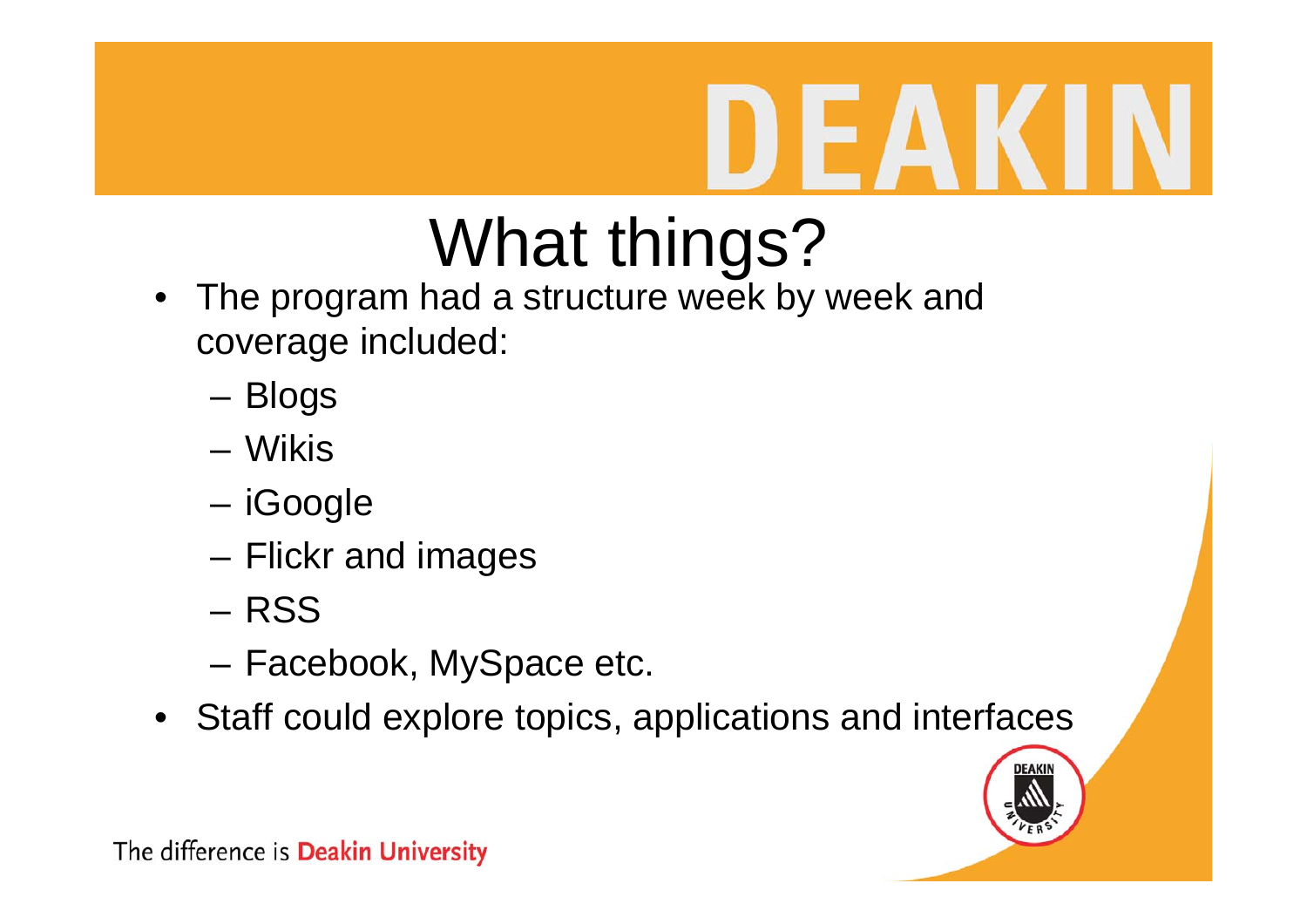# What things?

- The program had a structure week by week and coverage included:
  - Blogs
  - Wikis
  - iGoogle
  - Flickr and images
  - RSS
  - Facebook, MySpace etc.
- Staff could explore topics, applications and interfaces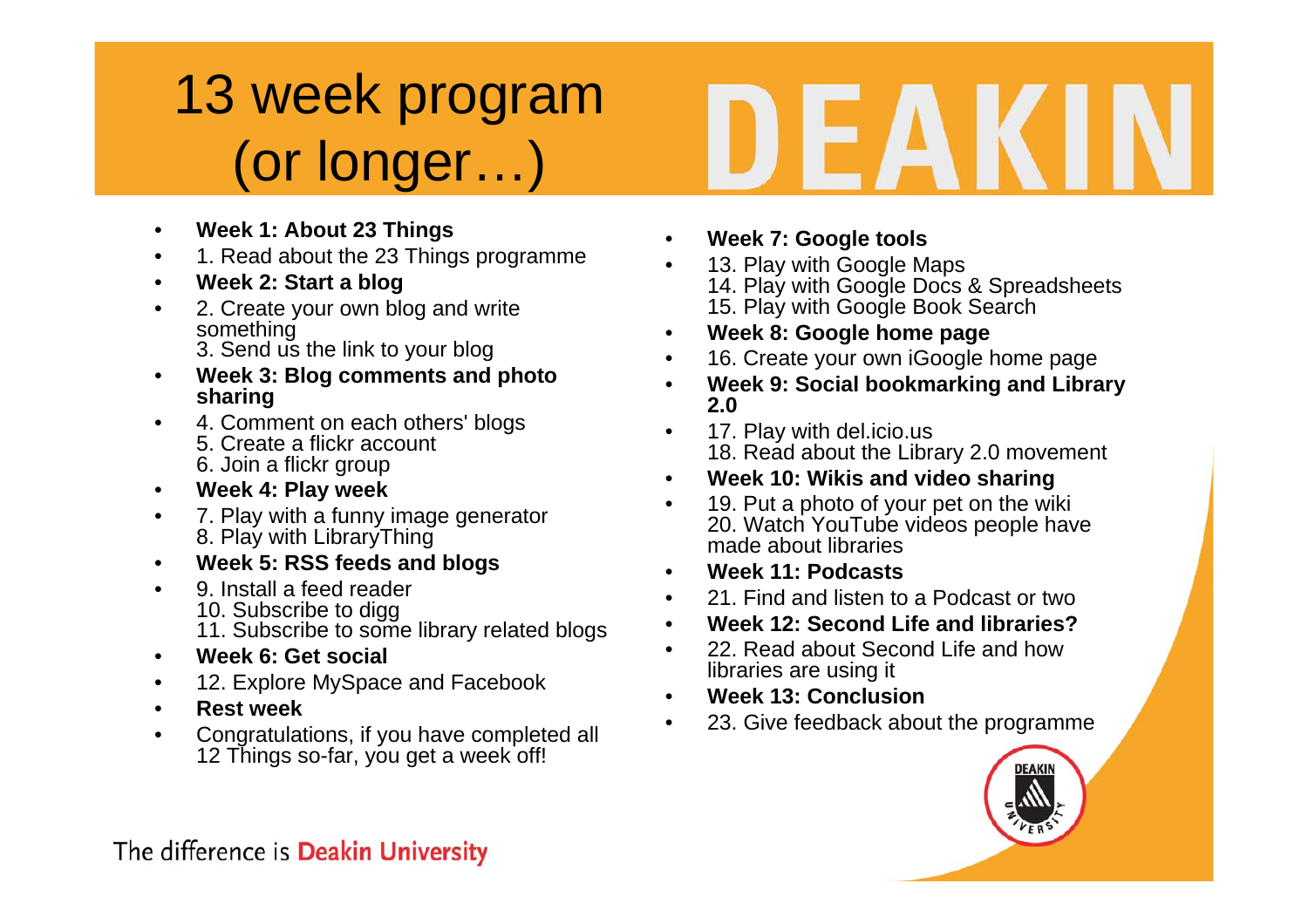# 13 week program (or longer…)

DEAKIN

- **Week 1: About 23 Things**
- 1. Read about the 23 Things programme
- **Week 2: Start a blog**
- 2. Create your own blog and write something
  3. Send us the link to your blog
- **Week 3: Blog comments and photo sharing**
- 4. Comment on each others' blogs
  5. Create a flickr account
  6. Join a flickr group
- **Week 4: Play week**
- 7. Play with a funny image generator
  8. Play with LibraryThing
- **Week 5: RSS feeds and blogs**
- 9. Install a feed reader
  10. Subscribe to digg
  11. Subscribe to some library related blogs
- **Week 6: Get social**
- 12. Explore MySpace and Facebook
- **Rest week**
- Congratulations, if you have completed all 12 Things so-far, you get a week off!
- **Week 7: Google tools**
- 13. Play with Google Maps
  14. Play with Google Docs & Spreadsheets
  15. Play with Google Book Search
- **Week 8: Google home page**
- 16. Create your own iGoogle home page
- **Week 9: Social bookmarking and Library 2.0**
- 17. Play with del.icio.us
  18. Read about the Library 2.0 movement
- **Week 10: Wikis and video sharing**
- 19. Put a photo of your pet on the wiki
  20. Watch YouTube videos people have made about libraries
- **Week 11: Podcasts**
- 21. Find and listen to a Podcast or two
- **Week 12: Second Life and libraries?**
- 22. Read about Second Life and how libraries are using it
- **Week 13: Conclusion**
- 23. Give feedback about the programme

The difference is **Deakin University**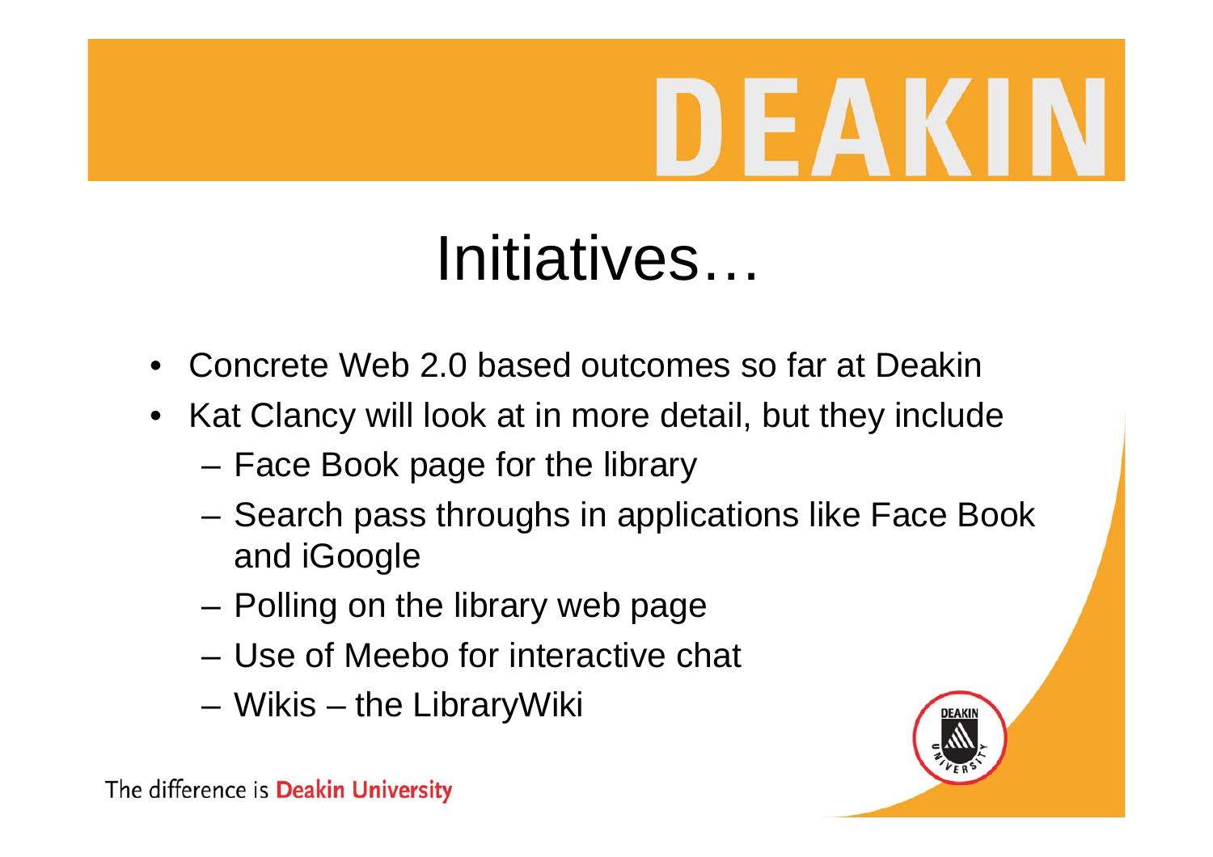# Initiatives…

- Concrete Web 2.0 based outcomes so far at Deakin
- Kat Clancy will look at in more detail, but they include
  - Face Book page for the library
  - Search pass throughs in applications like Face Book and iGoogle
  - Polling on the library web page
  - Use of Meebo for interactive chat
  - Wikis – the LibraryWiki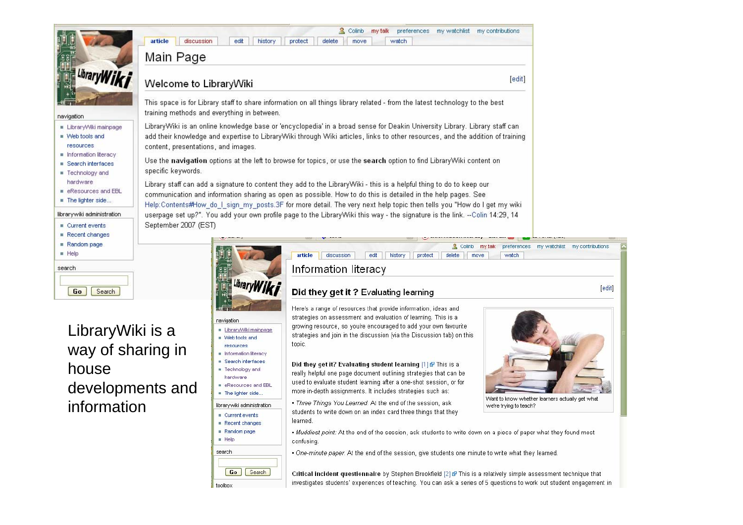# Main Page

## Welcome to LibraryWiki

This space is for Library staff to share information on all things library related - from the latest technology to the best training methods and everything in between.

LibraryWiki is an online knowledge base or 'encyclopedia' in a broad sense for Deakin University Library. Library staff can add their knowledge and expertise to LibraryWiki through Wiki articles, links to other resources, and the addition of training content, presentations, and images.

Use the **navigation** options at the left to browse for topics, or use the **search** option to find LibraryWiki content on specific keywords.

Library staff can add a signature to content they add to the LibraryWiki - this is a helpful thing to do to keep our communication and information sharing as open as possible. How to do this is detailed in the help pages. See Help:Contents#How_do_I_sign_my_posts.3F for more detail. The very next help topic then tells you "How do I get my wiki userpage set up?". You add your own profile page to the LibraryWiki this way - the signature is the link. --Colin 14:29, 14 September 2007 (EST)

LibraryWiki is a way of sharing in house developments and information

# Information literacy

## Did they get it ? Evaluating learning

Here's a range of resources that provide information, ideas and strategies on assessment and evaluation of learning. This is a growing resource, so you're encouraged to add your own favourite strategies and join in the discussion (via the Discussion tab) on this topic.

**Did they get it? Evaluating student learning** [1] This is a really helpful one page document outlining strategies that can be used to evaluate student learning after a one-shot session, or for more in-depth assignments. It includes strategies such as:

- *Three Things You Learned*: At the end of the session, ask students to write down on an index card three things that they learned.
- *Muddiest point*: At the end of the session, ask students to write down on a piece of paper what they found most confusing.
- *One-minute paper*: At the end of the session, give students one minute to write what they learned.

Want to know whether learners actually get what we're trying to teach?

**Critical incident questionnaire** by Stephen Brookfield [2] This is a relatively simple assessment technique that investigates students' experiences of teaching. You can ask a series of 5 questions to work out student engagement in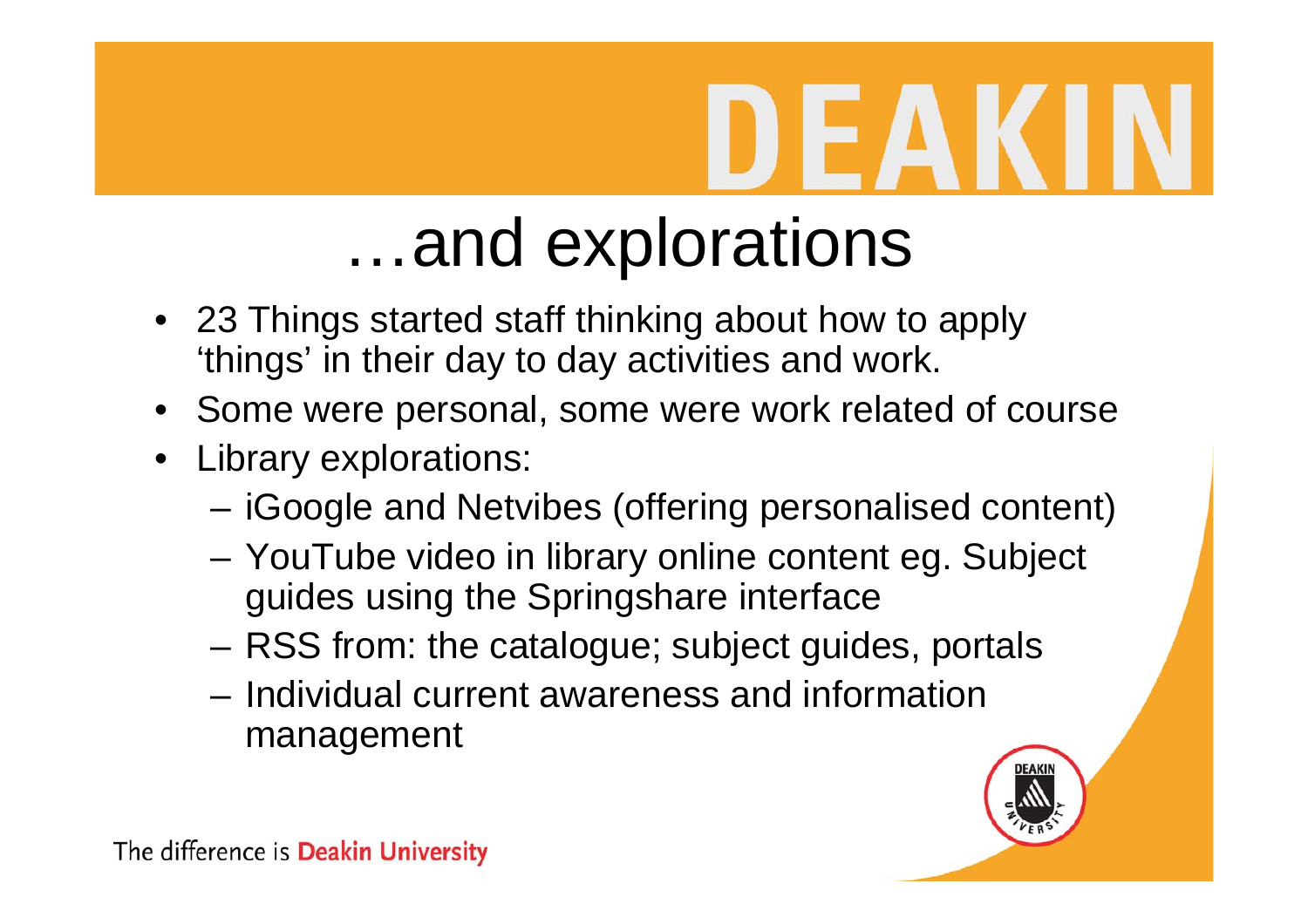# …and explorations

- 23 Things started staff thinking about how to apply 'things' in their day to day activities and work.
- Some were personal, some were work related of course
- Library explorations:
  - iGoogle and Netvibes (offering personalised content)
  - YouTube video in library online content eg. Subject guides using the Springshare interface
  - RSS from: the catalogue; subject guides, portals
  - Individual current awareness and information management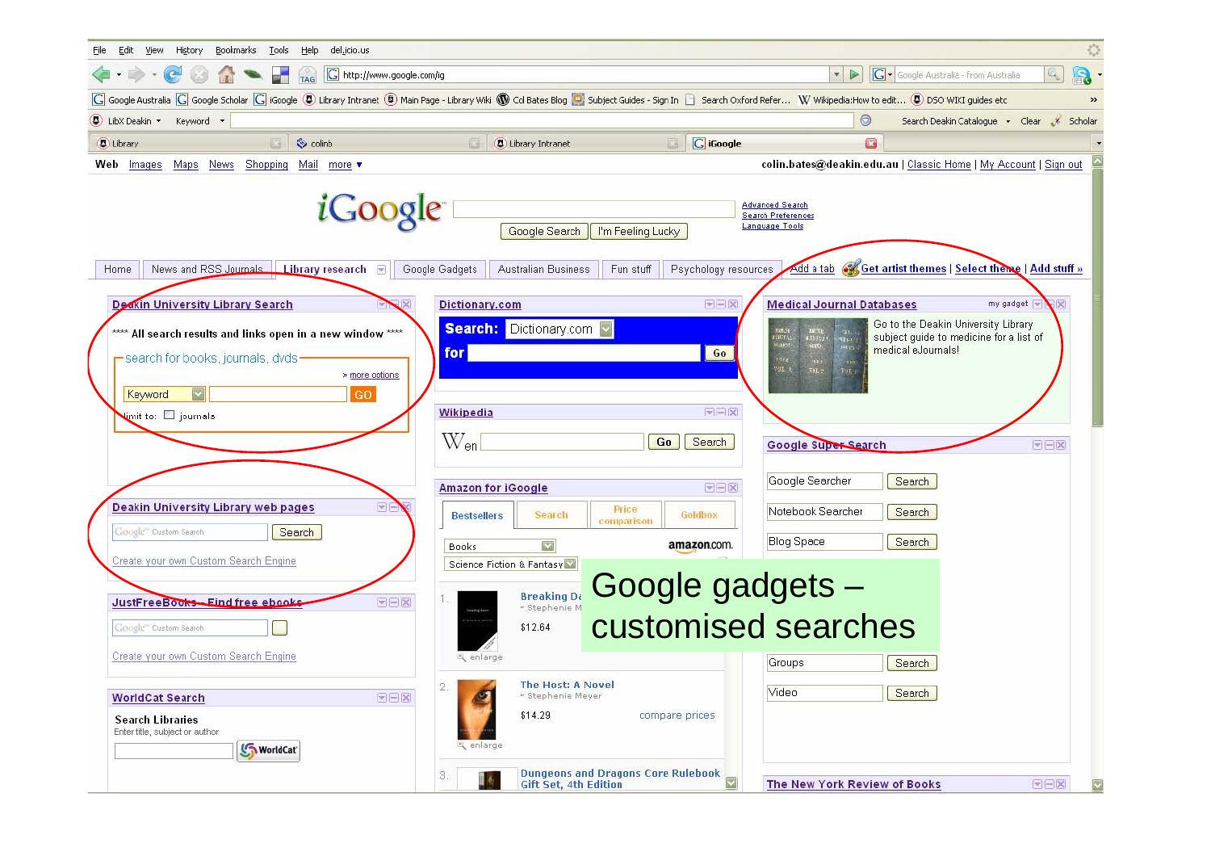# Google gadgets – customised searches

File Edit View History Bookmarks Tools Help del.icio.us

http://www.google.com/ig

Google Australia | Google Scholar | iGoogle | Library Intranet | Main Page - Library Wiki | Col Bates Blog | Subject Guides - Sign In | Search Oxford Refer... | Wikipedia:How to edit... | DSO WIKI guides etc

LibX Deakin | Keyword | Search Deakin Catalogue | Clear | Scholar

Library | colinb | Library Intranet | iGoogle

Web Images Maps News Shopping Mail more ▾

colin.bates@deakin.edu.au | Classic Home | My Account | Sign out

iGoogle

Google Search | I'm Feeling Lucky

Advanced Search
Search Preferences
Language Tools

Home | News and RSS Journals | Library research | Google Gadgets | Australian Business | Fun stuff | Psychology resources | Add a tab | Get artist themes | Select theme | Add stuff »

**Deakin University Library Search**

**** All search results and links open in a new window ****

search for books, journals, dvds

> more options

Keyword GO

limit to: journals

**Dictionary.com**

Search: Dictionary.com
for Go

**Medical Journal Databases**

Go to the Deakin University Library subject guide to medicine for a list of medical eJournals!

**Wikipedia**

Go Search

**Google Super Search**

Google Searcher Search
Notebook Searcher Search
Blog Space Search
Groups Search
Video Search

**Deakin University Library web pages**

Google Custom Search | Search

Create your own Custom Search Engine

**Amazon for iGoogle**

Bestsellers | Search | Price comparison | Goldbox

Books
Science Fiction & Fantasy

1. Breaking Da... – Stephenie M... $12.64
2. The Host: A Novel – Stephenie Meyer $14.29 compare prices
3. Dungeons and Dragons Core Rulebook Gift Set, 4th Edition

**JustFreeBooks - Find free ebooks**

Google Custom Search

Create your own Custom Search Engine

**WorldCat Search**

Search Libraries
Enter title, subject or author

**The New York Review of Books**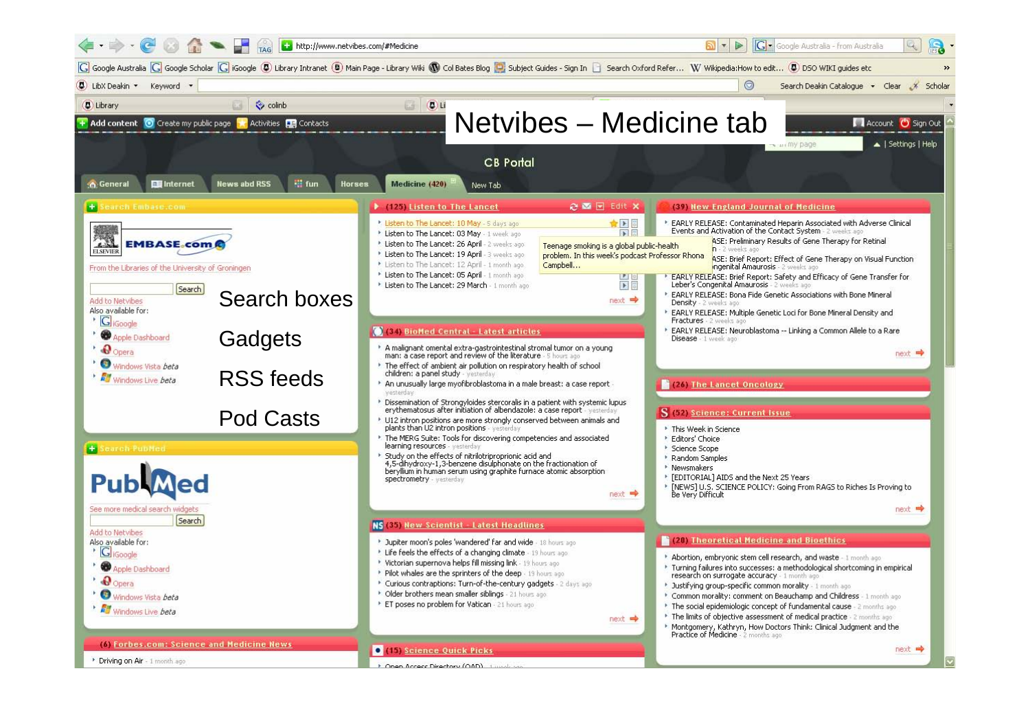# Netvibes – Medicine tab

Search boxes

Gadgets

RSS feeds

Pod Casts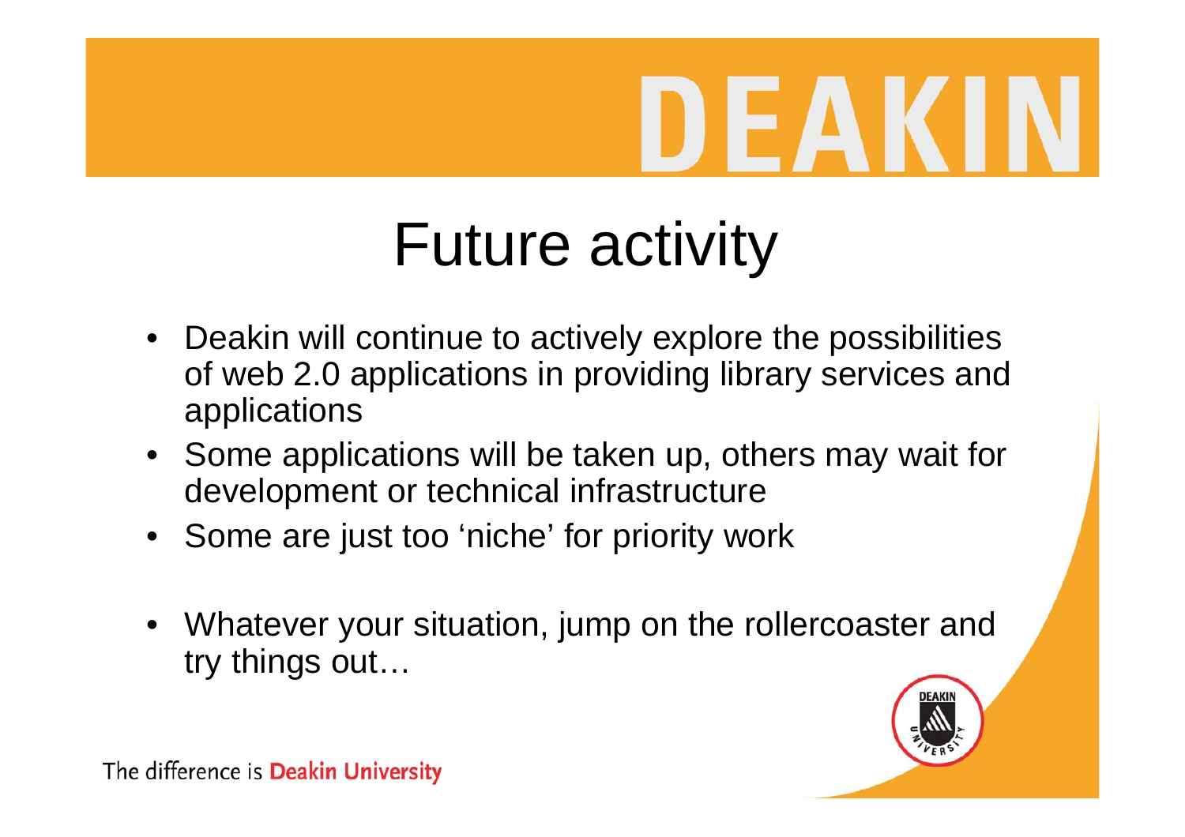# Future activity

- Deakin will continue to actively explore the possibilities of web 2.0 applications in providing library services and applications
- Some applications will be taken up, others may wait for development or technical infrastructure
- Some are just too 'niche' for priority work

- Whatever your situation, jump on the rollercoaster and try things out…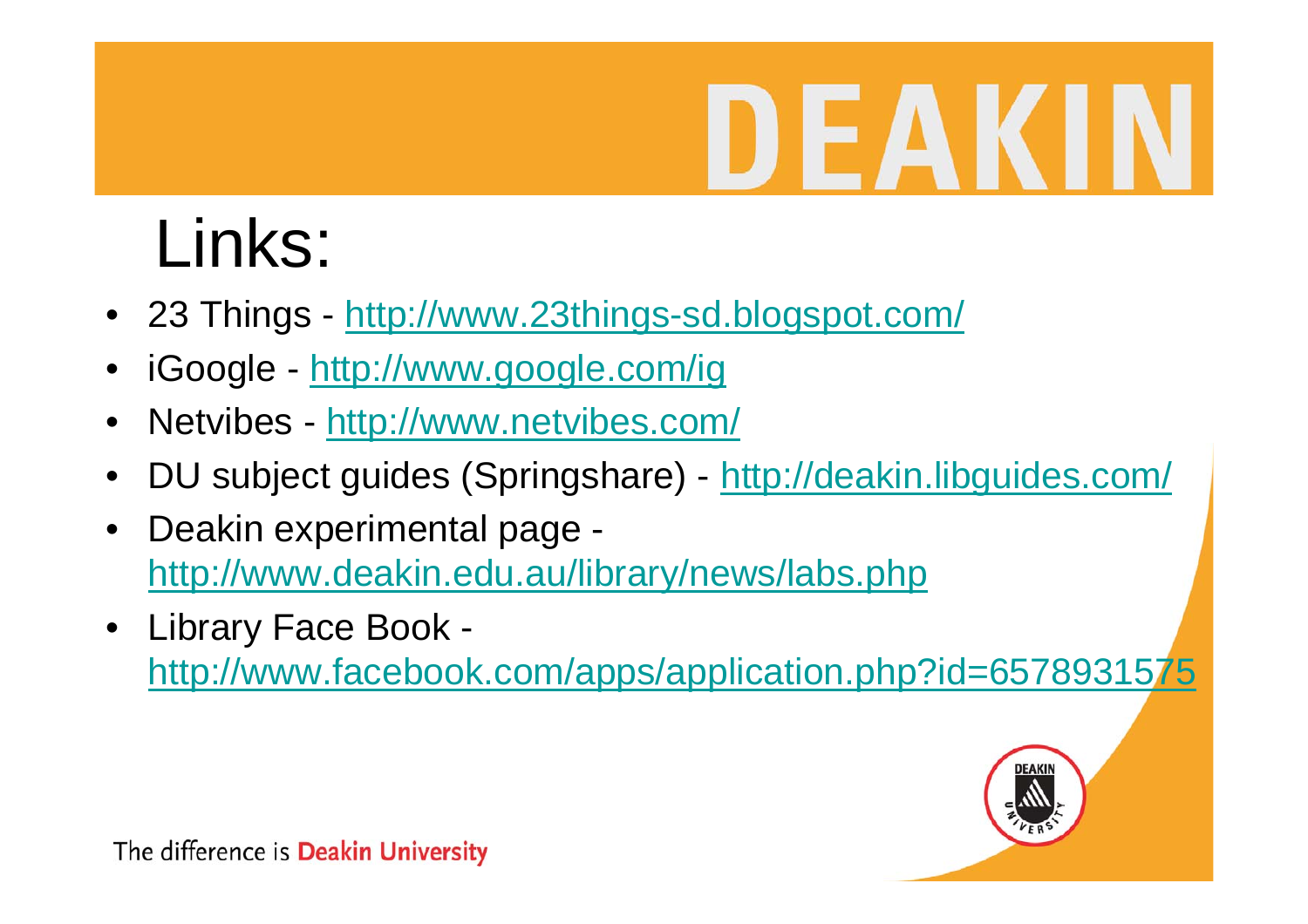# Links:

- 23 Things - http://www.23things-sd.blogspot.com/
- iGoogle - http://www.google.com/ig
- Netvibes - http://www.netvibes.com/
- DU subject guides (Springshare) - http://deakin.libguides.com/
- Deakin experimental page - http://www.deakin.edu.au/library/news/labs.php
- Library Face Book - http://www.facebook.com/apps/application.php?id=6578931575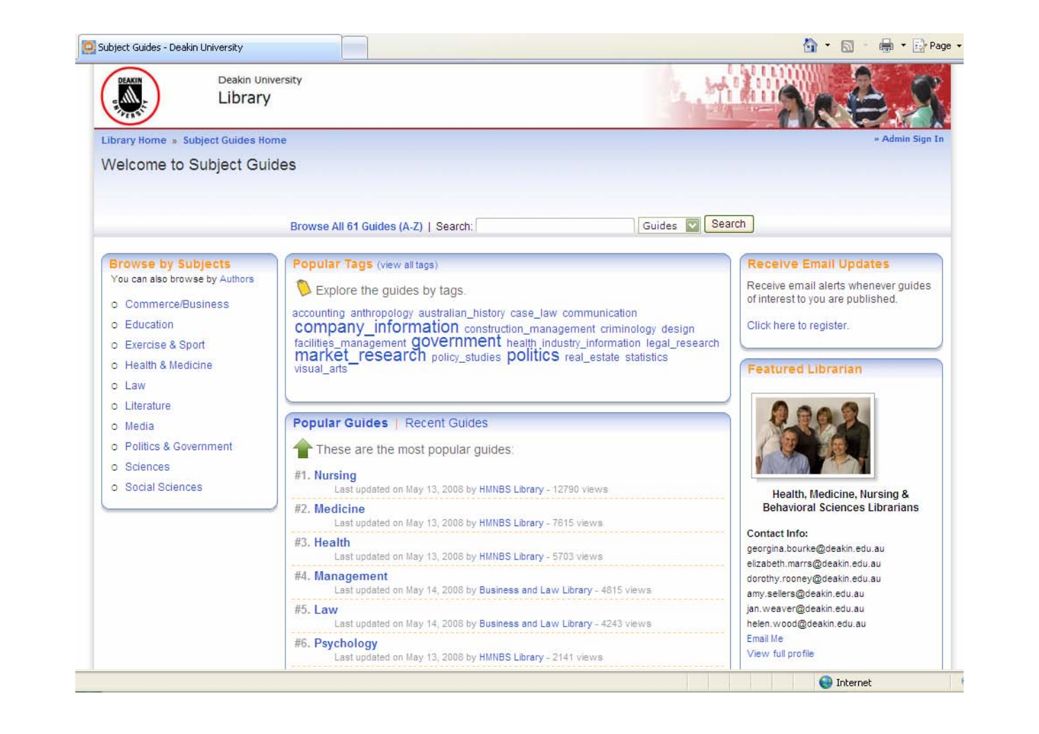Subject Guides - Deakin University

Deakin University

Library

Library Home » Subject Guides Home

» Admin Sign In

# Welcome to Subject Guides

Browse All 61 Guides (A-Z) | Search: Guides Search

## Browse by Subjects

You can also browse by Authors

- Commerce/Business
- Education
- Exercise & Sport
- Health & Medicine
- Law
- Literature
- Media
- Politics & Government
- Sciences
- Social Sciences

## Popular Tags (view all tags)

Explore the guides by tags.

accounting anthropology australian_history case_law communication company_information construction_management criminology design facilities_management government health industry_information legal_research market_research policy_studies politics real_estate statistics visual_arts

## Popular Guides | Recent Guides

These are the most popular guides:

#1. **Nursing**
Last updated on May 13, 2008 by HMNBS Library - 12790 views

#2. **Medicine**
Last updated on May 13, 2008 by HMNBS Library - 7615 views

#3. **Health**
Last updated on May 13, 2008 by HMNBS Library - 5703 views

#4. **Management**
Last updated on May 14, 2008 by Business and Law Library - 4815 views

#5. **Law**
Last updated on May 14, 2008 by Business and Law Library - 4243 views

#6. **Psychology**
Last updated on May 13, 2008 by HMNBS Library - 2141 views

## Receive Email Updates

Receive email alerts whenever guides of interest to you are published.

Click here to register.

## Featured Librarian

**Health, Medicine, Nursing & Behavioral Sciences Librarians**

**Contact Info:**

georgina.bourke@deakin.edu.au
elizabeth.marrs@deakin.edu.au
dorothy.rooney@deakin.edu.au
amy.sellers@deakin.edu.au
jan.weaver@deakin.edu.au
helen.wood@deakin.edu.au

Email Me

View full profile

Internet